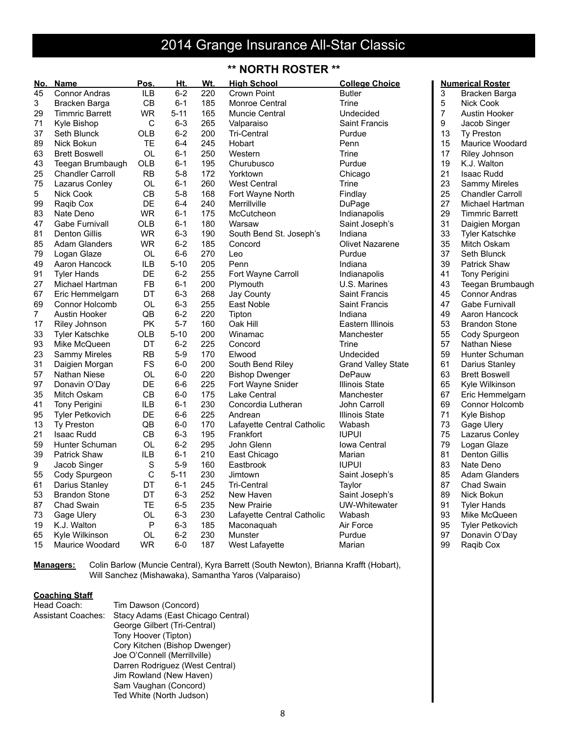# 2014 Grange Insurance All-Star Classic

## ** NORTH ROSTER **

| No. | Name | Pos. | Ht. | Wt. | High School | College Choice |
|---|---|---|---|---|---|---|
| 45 | Connor Andras | ILB | 6-2 | 220 | Crown Point | Butler |
| 3 | Bracken Barga | CB | 6-1 | 185 | Monroe Central | Trine |
| 29 | Timmric Barrett | WR | 5-11 | 165 | Muncie Central | Undecided |
| 71 | Kyle Bishop | C | 6-3 | 265 | Valparaiso | Saint Francis |
| 37 | Seth Blunck | OLB | 6-2 | 200 | Tri-Central | Purdue |
| 89 | Nick Bokun | TE | 6-4 | 245 | Hobart | Penn |
| 63 | Brett Boswell | OL | 6-1 | 250 | Western | Trine |
| 43 | Teegan Brumbaugh | OLB | 6-1 | 195 | Churubusco | Purdue |
| 25 | Chandler Carroll | RB | 5-8 | 172 | Yorktown | Chicago |
| 75 | Lazarus Conley | OL | 6-1 | 260 | West Central | Trine |
| 5 | Nick Cook | CB | 5-8 | 168 | Fort Wayne North | Findlay |
| 99 | Raqib Cox | DE | 6-4 | 240 | Merrillville | DuPage |
| 83 | Nate Deno | WR | 6-1 | 175 | McCutcheon | Indianapolis |
| 47 | Gabe Furnivall | OLB | 6-1 | 180 | Warsaw | Saint Joseph's |
| 81 | Denton Gillis | WR | 6-3 | 190 | South Bend St. Joseph's | Indiana |
| 85 | Adam Glanders | WR | 6-2 | 185 | Concord | Olivet Nazarene |
| 79 | Logan Glaze | OL | 6-6 | 270 | Leo | Purdue |
| 49 | Aaron Hancock | ILB | 5-10 | 205 | Penn | Indiana |
| 91 | Tyler Hands | DE | 6-2 | 255 | Fort Wayne Carroll | Indianapolis |
| 27 | Michael Hartman | FB | 6-1 | 200 | Plymouth | U.S. Marines |
| 67 | Eric Hemmelgarn | DT | 6-3 | 268 | Jay County | Saint Francis |
| 69 | Connor Holcomb | OL | 6-3 | 255 | East Noble | Saint Francis |
| 7 | Austin Hooker | QB | 6-2 | 220 | Tipton | Indiana |
| 17 | Riley Johnson | PK | 5-7 | 160 | Oak Hill | Eastern Illinois |
| 33 | Tyler Katschke | OLB | 5-10 | 200 | Winamac | Manchester |
| 93 | Mike McQueen | DT | 6-2 | 225 | Concord | Trine |
| 23 | Sammy Mireles | RB | 5-9 | 170 | Elwood | Undecided |
| 31 | Daigien Morgan | FS | 6-0 | 200 | South Bend Riley | Grand Valley State |
| 57 | Nathan Niese | OL | 6-0 | 220 | Bishop Dwenger | DePauw |
| 97 | Donavin O'Day | DE | 6-6 | 225 | Fort Wayne Snider | Illinois State |
| 35 | Mitch Oskam | CB | 6-0 | 175 | Lake Central | Manchester |
| 41 | Tony Perigini | ILB | 6-1 | 230 | Concordia Lutheran | John Carroll |
| 95 | Tyler Petkovich | DE | 6-6 | 225 | Andrean | Illinois State |
| 13 | Ty Preston | QB | 6-0 | 170 | Lafayette Central Catholic | Wabash |
| 21 | Isaac Rudd | CB | 6-3 | 195 | Frankfort | IUPUI |
| 59 | Hunter Schuman | OL | 6-2 | 295 | John Glenn | Iowa Central |
| 39 | Patrick Shaw | ILB | 6-1 | 210 | East Chicago | Marian |
| 9 | Jacob Singer | S | 5-9 | 160 | Eastbrook | IUPUI |
| 55 | Cody Spurgeon | C | 5-11 | 230 | Jimtown | Saint Joseph's |
| 61 | Darius Stanley | DT | 6-1 | 245 | Tri-Central | Taylor |
| 53 | Brandon Stone | DT | 6-3 | 252 | New Haven | Saint Joseph's |
| 87 | Chad Swain | TE | 6-5 | 235 | New Prairie | UW-Whitewater |
| 73 | Gage Ulery | OL | 6-3 | 230 | Lafayette Central Catholic | Wabash |
| 19 | K.J. Walton | P | 6-3 | 185 | Maconaquah | Air Force |
| 65 | Kyle Wilkinson | OL | 6-2 | 230 | Munster | Purdue |
| 15 | Maurice Woodard | WR | 6-0 | 187 | West Lafayette | Marian |

**Numerical Roster**

| No. | Name |
|---|---|
| 3 | Bracken Barga |
| 5 | Nick Cook |
| 7 | Austin Hooker |
| 9 | Jacob Singer |
| 13 | Ty Preston |
| 15 | Maurice Woodard |
| 17 | Riley Johnson |
| 19 | K.J. Walton |
| 21 | Isaac Rudd |
| 23 | Sammy Mireles |
| 25 | Chandler Carroll |
| 27 | Michael Hartman |
| 29 | Timmric Barrett |
| 31 | Daigien Morgan |
| 33 | Tyler Katschke |
| 35 | Mitch Oskam |
| 37 | Seth Blunck |
| 39 | Patrick Shaw |
| 41 | Tony Perigini |
| 43 | Teegan Brumbaugh |
| 45 | Connor Andras |
| 47 | Gabe Furnivall |
| 49 | Aaron Hancock |
| 53 | Brandon Stone |
| 55 | Cody Spurgeon |
| 57 | Nathan Niese |
| 59 | Hunter Schuman |
| 61 | Darius Stanley |
| 63 | Brett Boswell |
| 65 | Kyle Wilkinson |
| 67 | Eric Hemmelgarn |
| 69 | Connor Holcomb |
| 71 | Kyle Bishop |
| 73 | Gage Ulery |
| 75 | Lazarus Conley |
| 79 | Logan Glaze |
| 81 | Denton Gillis |
| 83 | Nate Deno |
| 85 | Adam Glanders |
| 87 | Chad Swain |
| 89 | Nick Bokun |
| 91 | Tyler Hands |
| 93 | Mike McQueen |
| 95 | Tyler Petkovich |
| 97 | Donavin O'Day |
| 99 | Raqib Cox |

**Managers:** Colin Barlow (Muncie Central), Kyra Barrett (South Newton), Brianna Krafft (Hobart), Will Sanchez (Mishawaka), Samantha Yaros (Valparaiso)

**Coaching Staff**

Head Coach: Tim Dawson (Concord)

Assistant Coaches:
- Stacy Adams (East Chicago Central)
- George Gilbert (Tri-Central)
- Tony Hoover (Tipton)
- Cory Kitchen (Bishop Dwenger)
- Joe O'Connell (Merrillville)
- Darren Rodriguez (West Central)
- Jim Rowland (New Haven)
- Sam Vaughan (Concord)
- Ted White (North Judson)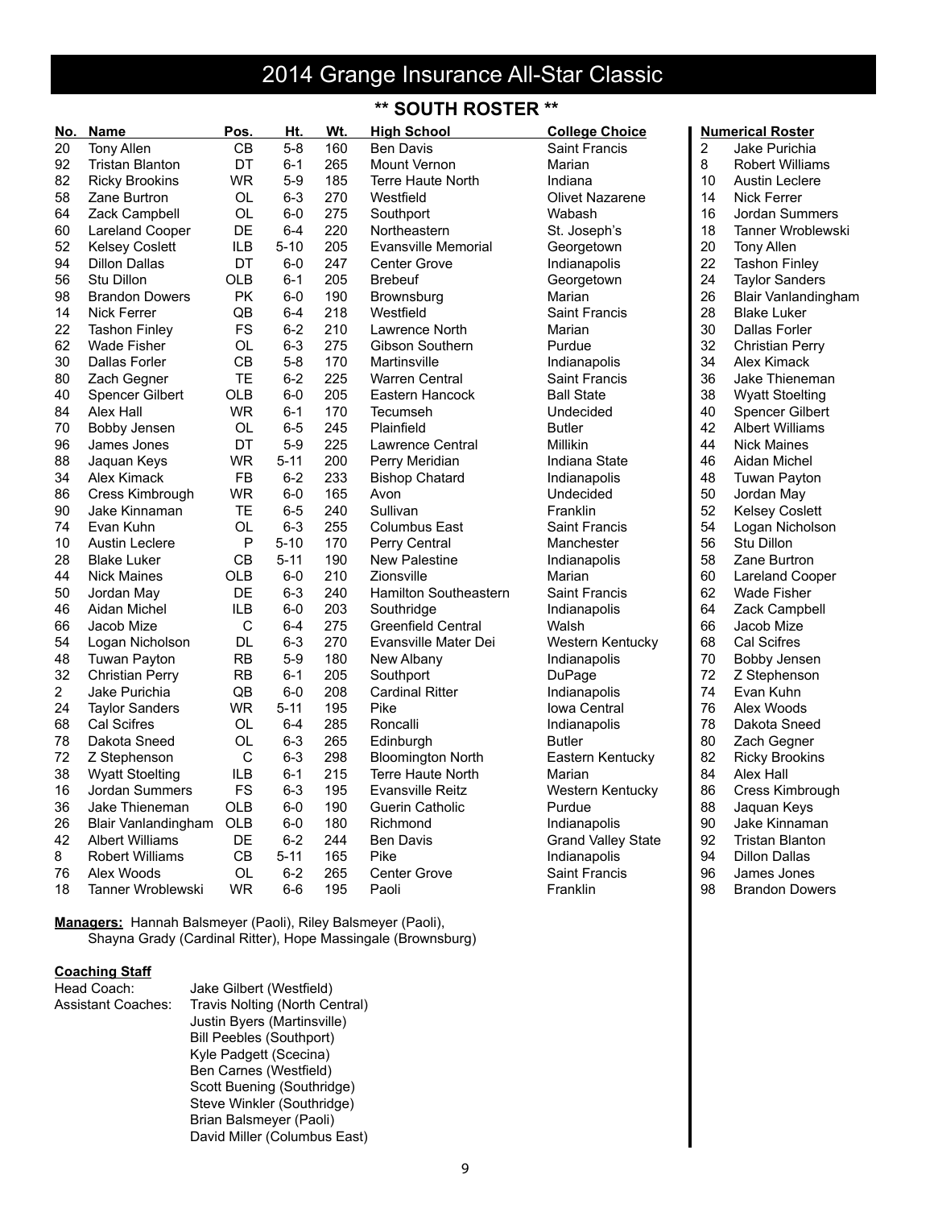# 2014 Grange Insurance All-Star Classic

## ** SOUTH ROSTER **

| No. | Name | Pos. | Ht. | Wt. | High School | College Choice |
|---|---|---|---|---|---|---|
| 20 | Tony Allen | CB | 5-8 | 160 | Ben Davis | Saint Francis |
| 92 | Tristan Blanton | DT | 6-1 | 265 | Mount Vernon | Marian |
| 82 | Ricky Brookins | WR | 5-9 | 185 | Terre Haute North | Indiana |
| 58 | Zane Burtron | OL | 6-3 | 270 | Westfield | Olivet Nazarene |
| 64 | Zack Campbell | OL | 6-0 | 275 | Southport | Wabash |
| 60 | Lareland Cooper | DE | 6-4 | 220 | Northeastern | St. Joseph's |
| 52 | Kelsey Coslett | ILB | 5-10 | 205 | Evansville Memorial | Georgetown |
| 94 | Dillon Dallas | DT | 6-0 | 247 | Center Grove | Indianapolis |
| 56 | Stu Dillon | OLB | 6-1 | 205 | Brebeuf | Georgetown |
| 98 | Brandon Dowers | PK | 6-0 | 190 | Brownsburg | Marian |
| 14 | Nick Ferrer | QB | 6-4 | 218 | Westfield | Saint Francis |
| 22 | Tashon Finley | FS | 6-2 | 210 | Lawrence North | Marian |
| 62 | Wade Fisher | OL | 6-3 | 275 | Gibson Southern | Purdue |
| 30 | Dallas Forler | CB | 5-8 | 170 | Martinsville | Indianapolis |
| 80 | Zach Gegner | TE | 6-2 | 225 | Warren Central | Saint Francis |
| 40 | Spencer Gilbert | OLB | 6-0 | 205 | Eastern Hancock | Ball State |
| 84 | Alex Hall | WR | 6-1 | 170 | Tecumseh | Undecided |
| 70 | Bobby Jensen | OL | 6-5 | 245 | Plainfield | Butler |
| 96 | James Jones | DT | 5-9 | 225 | Lawrence Central | Millikin |
| 88 | Jaquan Keys | WR | 5-11 | 200 | Perry Meridian | Indiana State |
| 34 | Alex Kimack | FB | 6-2 | 233 | Bishop Chatard | Indianapolis |
| 86 | Cress Kimbrough | WR | 6-0 | 165 | Avon | Undecided |
| 90 | Jake Kinnaman | TE | 6-5 | 240 | Sullivan | Franklin |
| 74 | Evan Kuhn | OL | 6-3 | 255 | Columbus East | Saint Francis |
| 10 | Austin Leclere | P | 5-10 | 170 | Perry Central | Manchester |
| 28 | Blake Luker | CB | 5-11 | 190 | New Palestine | Indianapolis |
| 44 | Nick Maines | OLB | 6-0 | 210 | Zionsville | Marian |
| 50 | Jordan May | DE | 6-3 | 240 | Hamilton Southeastern | Saint Francis |
| 46 | Aidan Michel | ILB | 6-0 | 203 | Southridge | Indianapolis |
| 66 | Jacob Mize | C | 6-4 | 275 | Greenfield Central | Walsh |
| 54 | Logan Nicholson | DL | 6-3 | 270 | Evansville Mater Dei | Western Kentucky |
| 48 | Tuwan Payton | RB | 5-9 | 180 | New Albany | Indianapolis |
| 32 | Christian Perry | RB | 6-1 | 205 | Southport | DuPage |
| 2 | Jake Purichia | QB | 6-0 | 208 | Cardinal Ritter | Indianapolis |
| 24 | Taylor Sanders | WR | 5-11 | 195 | Pike | Iowa Central |
| 68 | Cal Scifres | OL | 6-4 | 285 | Roncalli | Indianapolis |
| 78 | Dakota Sneed | OL | 6-3 | 265 | Edinburgh | Butler |
| 72 | Z Stephenson | C | 6-3 | 298 | Bloomington North | Eastern Kentucky |
| 38 | Wyatt Stoelting | ILB | 6-1 | 215 | Terre Haute North | Marian |
| 16 | Jordan Summers | FS | 6-3 | 195 | Evansville Reitz | Western Kentucky |
| 36 | Jake Thieneman | OLB | 6-0 | 190 | Guerin Catholic | Purdue |
| 26 | Blair Vanlandingham | OLB | 6-0 | 180 | Richmond | Indianapolis |
| 42 | Albert Williams | DE | 6-2 | 244 | Ben Davis | Grand Valley State |
| 8 | Robert Williams | CB | 5-11 | 165 | Pike | Indianapolis |
| 76 | Alex Woods | OL | 6-2 | 265 | Center Grove | Saint Francis |
| 18 | Tanner Wroblewski | WR | 6-6 | 195 | Paoli | Franklin |

**Managers:** Hannah Balsmeyer (Paoli), Riley Balsmeyer (Paoli), Shayna Grady (Cardinal Ritter), Hope Massingale (Brownsburg)

**Coaching Staff**

Head Coach: Jake Gilbert (Westfield)

Assistant Coaches:
- Travis Nolting (North Central)
- Justin Byers (Martinsville)
- Bill Peebles (Southport)
- Kyle Padgett (Scecina)
- Ben Carnes (Westfield)
- Scott Buening (Southridge)
- Steve Winkler (Southridge)
- Brian Balsmeyer (Paoli)
- David Miller (Columbus East)

**Numerical Roster**

| | |
|---|---|
| 2 | Jake Purichia |
| 8 | Robert Williams |
| 10 | Austin Leclere |
| 14 | Nick Ferrer |
| 16 | Jordan Summers |
| 18 | Tanner Wroblewski |
| 20 | Tony Allen |
| 22 | Tashon Finley |
| 24 | Taylor Sanders |
| 26 | Blair Vanlandingham |
| 28 | Blake Luker |
| 30 | Dallas Forler |
| 32 | Christian Perry |
| 34 | Alex Kimack |
| 36 | Jake Thieneman |
| 38 | Wyatt Stoelting |
| 40 | Spencer Gilbert |
| 42 | Albert Williams |
| 44 | Nick Maines |
| 46 | Aidan Michel |
| 48 | Tuwan Payton |
| 50 | Jordan May |
| 52 | Kelsey Coslett |
| 54 | Logan Nicholson |
| 56 | Stu Dillon |
| 58 | Zane Burtron |
| 60 | Lareland Cooper |
| 62 | Wade Fisher |
| 64 | Zack Campbell |
| 66 | Jacob Mize |
| 68 | Cal Scifres |
| 70 | Bobby Jensen |
| 72 | Z Stephenson |
| 74 | Evan Kuhn |
| 76 | Alex Woods |
| 78 | Dakota Sneed |
| 80 | Zach Gegner |
| 82 | Ricky Brookins |
| 84 | Alex Hall |
| 86 | Cress Kimbrough |
| 88 | Jaquan Keys |
| 90 | Jake Kinnaman |
| 92 | Tristan Blanton |
| 94 | Dillon Dallas |
| 96 | James Jones |
| 98 | Brandon Dowers |